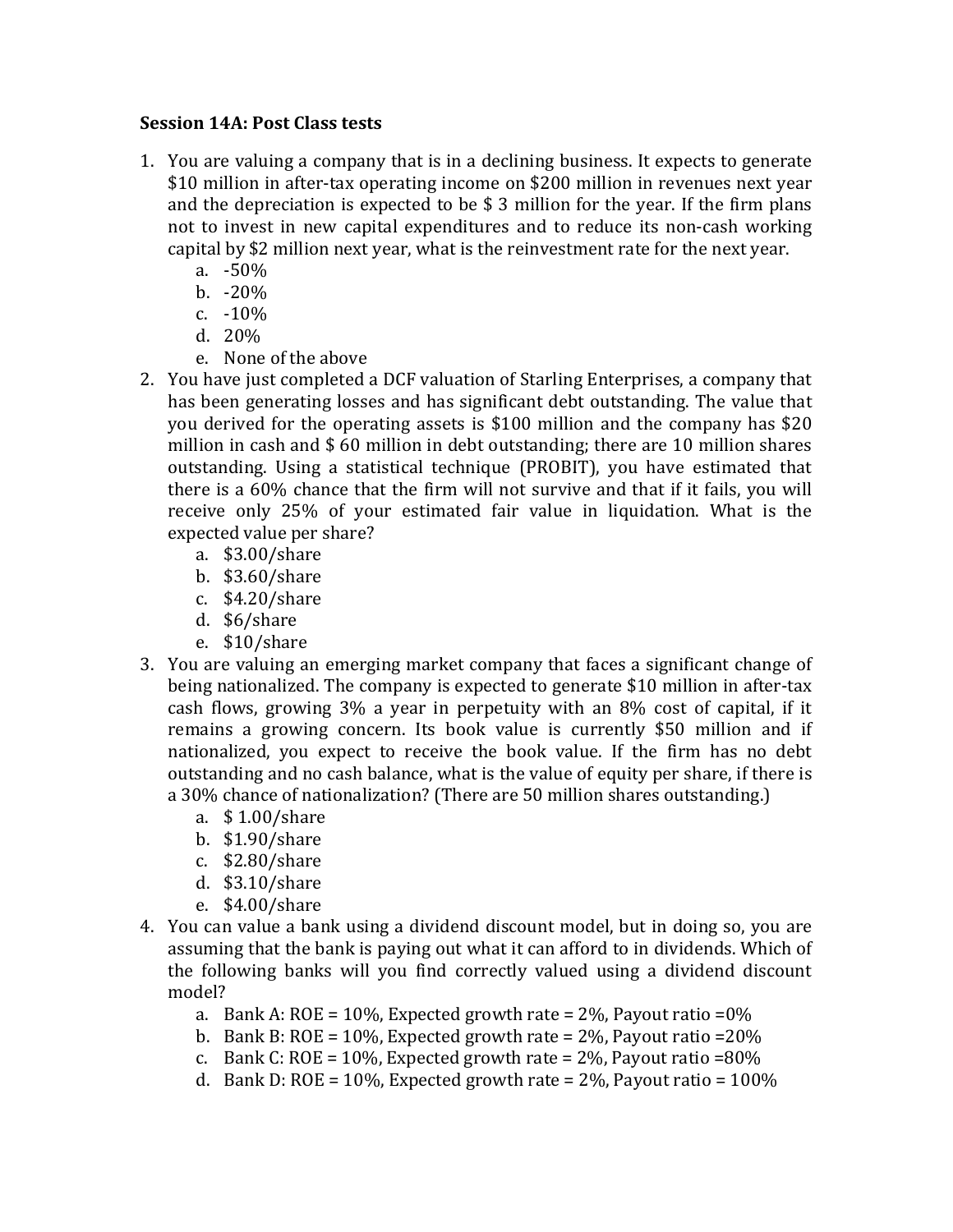**Session 14A: Post Class tests**

1. You are valuing a company that is in a declining business. It expects to generate $10 million in after-tax operating income on $200 million in revenues next year and the depreciation is expected to be $ 3 million for the year. If the firm plans not to invest in new capital expenditures and to reduce its non-cash working capital by $2 million next year, what is the reinvestment rate for the next year.
   a. -50%
   b. -20%
   c. -10%
   d. 20%
   e. None of the above
2. You have just completed a DCF valuation of Starling Enterprises, a company that has been generating losses and has significant debt outstanding. The value that you derived for the operating assets is $100 million and the company has $20 million in cash and $ 60 million in debt outstanding; there are 10 million shares outstanding. Using a statistical technique (PROBIT), you have estimated that there is a 60% chance that the firm will not survive and that if it fails, you will receive only 25% of your estimated fair value in liquidation. What is the expected value per share?
   a. $3.00/share
   b. $3.60/share
   c. $4.20/share
   d. $6/share
   e. $10/share
3. You are valuing an emerging market company that faces a significant change of being nationalized. The company is expected to generate $10 million in after-tax cash flows, growing 3% a year in perpetuity with an 8% cost of capital, if it remains a growing concern. Its book value is currently $50 million and if nationalized, you expect to receive the book value. If the firm has no debt outstanding and no cash balance, what is the value of equity per share, if there is a 30% chance of nationalization? (There are 50 million shares outstanding.)
   a. $ 1.00/share
   b. $1.90/share
   c. $2.80/share
   d. $3.10/share
   e. $4.00/share
4. You can value a bank using a dividend discount model, but in doing so, you are assuming that the bank is paying out what it can afford to in dividends. Which of the following banks will you find correctly valued using a dividend discount model?
   a. Bank A: ROE = 10%, Expected growth rate = 2%, Payout ratio =0%
   b. Bank B: ROE = 10%, Expected growth rate = 2%, Payout ratio =20%
   c. Bank C: ROE = 10%, Expected growth rate = 2%, Payout ratio =80%
   d. Bank D: ROE = 10%, Expected growth rate = 2%, Payout ratio = 100%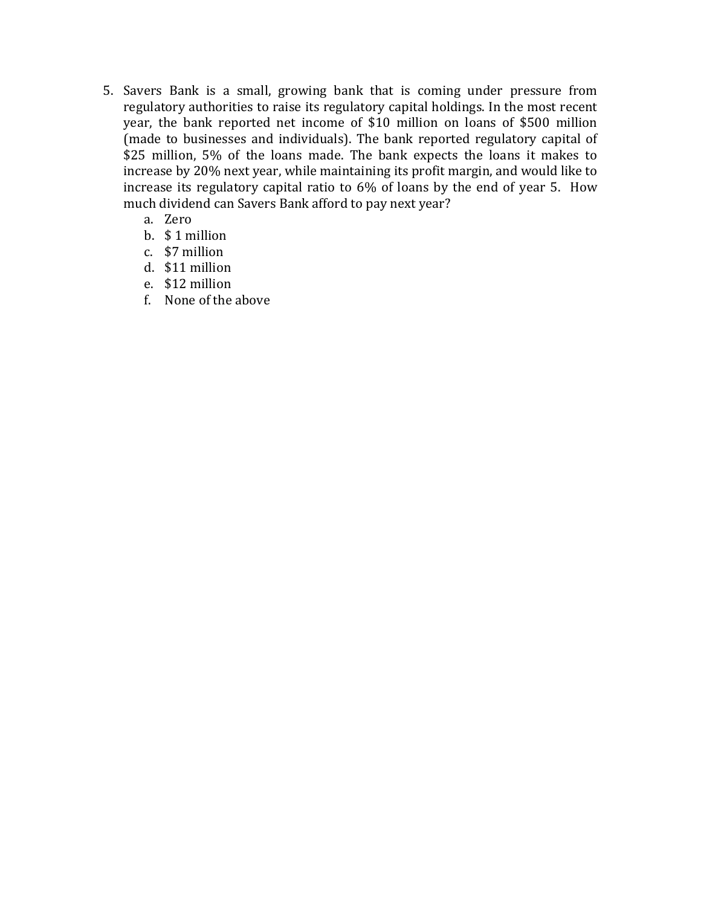5. Savers Bank is a small, growing bank that is coming under pressure from regulatory authorities to raise its regulatory capital holdings. In the most recent year, the bank reported net income of $10 million on loans of $500 million (made to businesses and individuals). The bank reported regulatory capital of $25 million, 5% of the loans made. The bank expects the loans it makes to increase by 20% next year, while maintaining its profit margin, and would like to increase its regulatory capital ratio to 6% of loans by the end of year 5. How much dividend can Savers Bank afford to pay next year?
   a. Zero
   b. $ 1 million
   c. $7 million
   d. $11 million
   e. $12 million
   f. None of the above